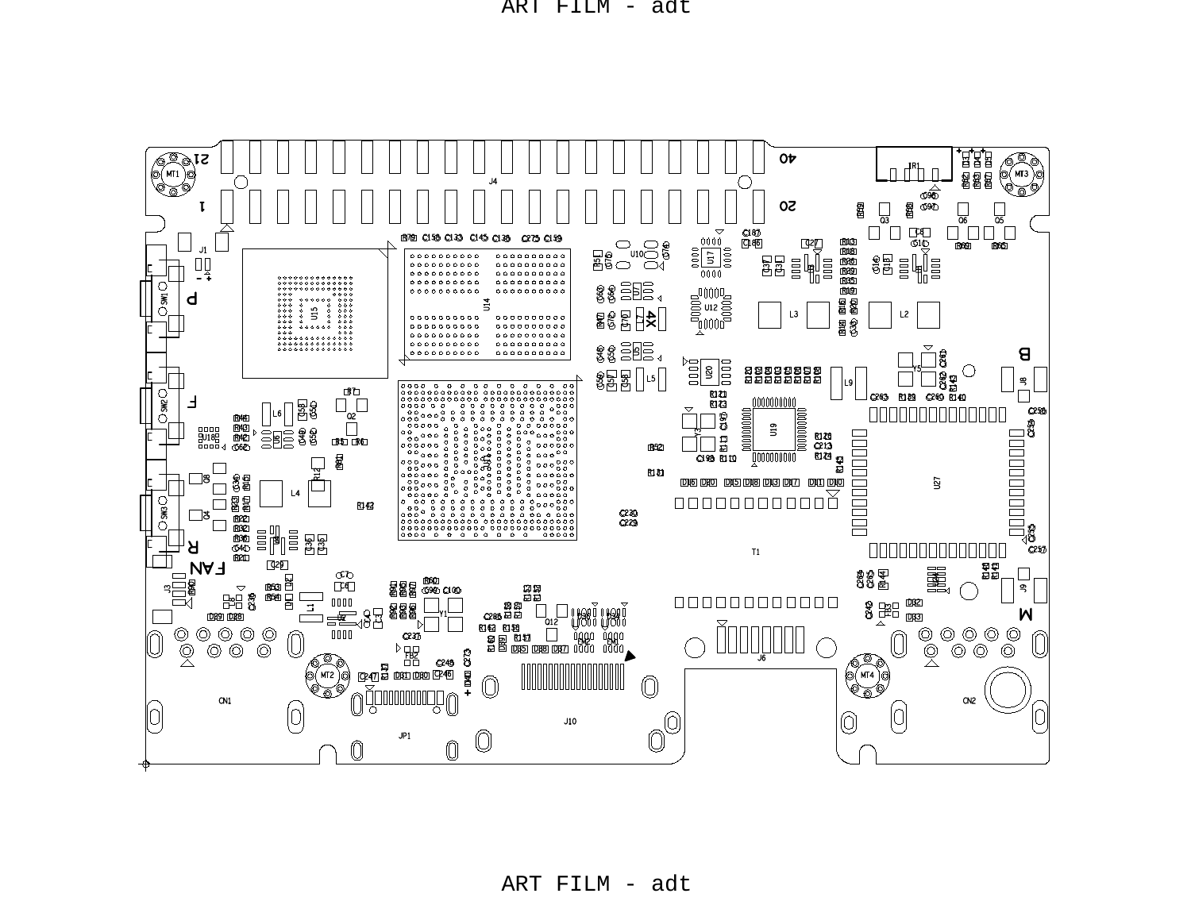ART FILM - adt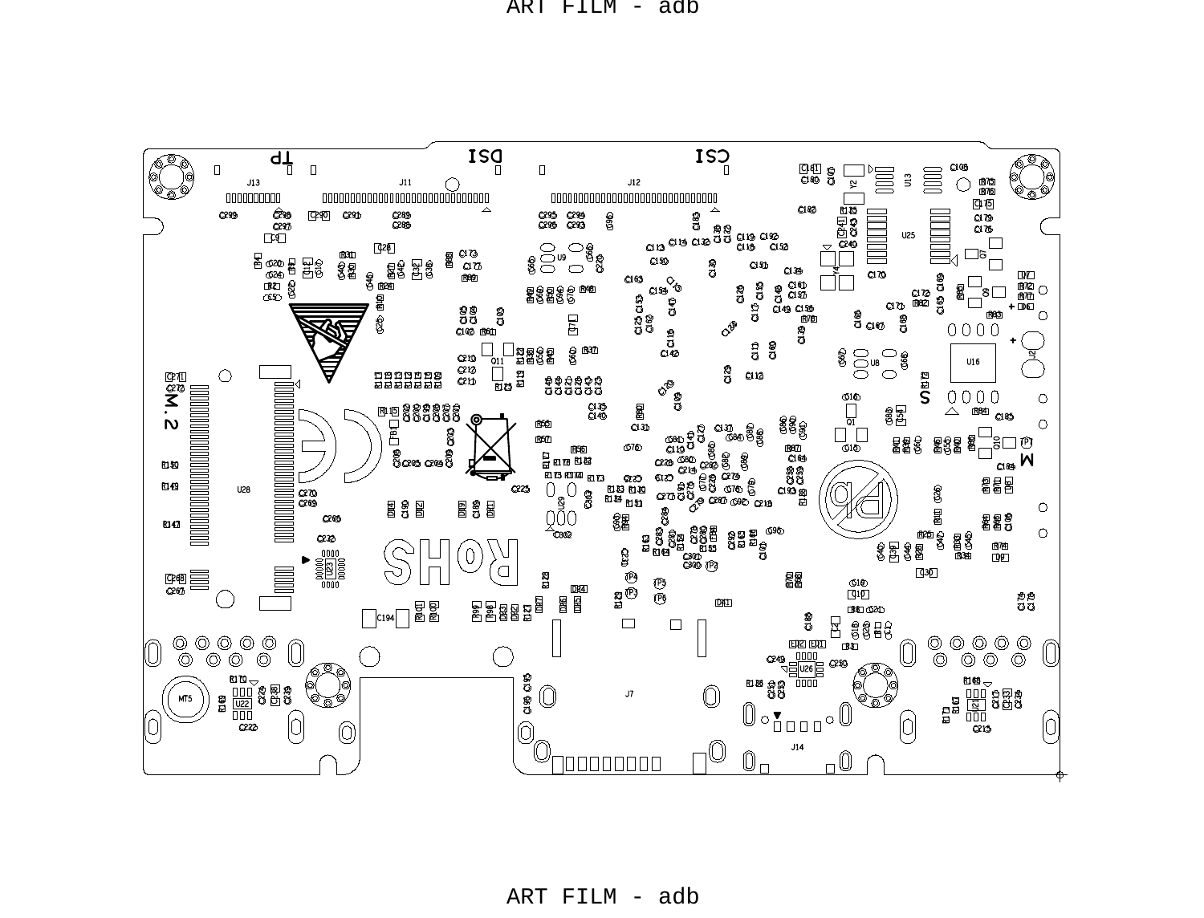TP

DSI

CSI

J13

J11

J12

U13

U25

U9

U8

U16

Y2

M.2

U28

U29

U23

ROHS

Pb

S

M

J7

J14

MT5

U22

U26

C194